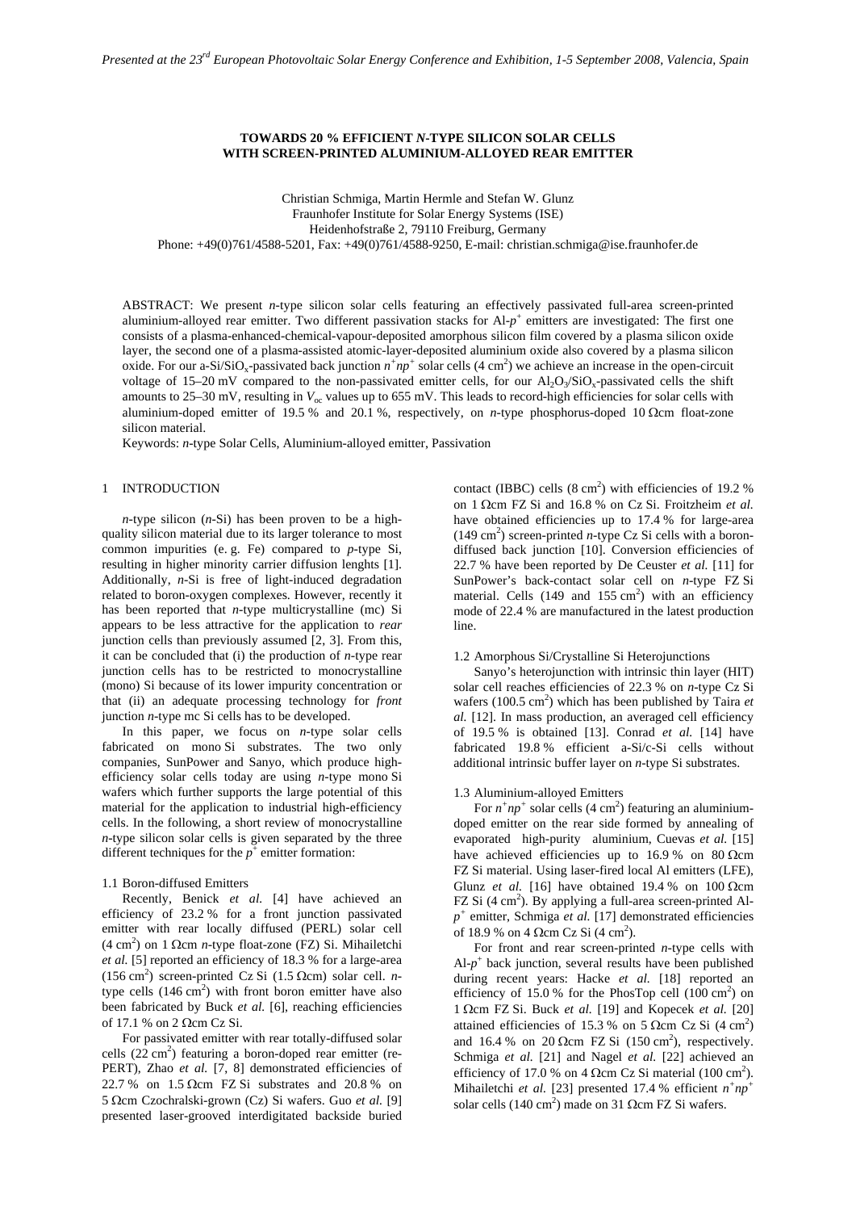*Presented at the 23rd European Photovoltaic Solar Energy Conference and Exhibition, 1-5 September 2008, Valencia, Spain*

# TOWARDS 20 % EFFICIENT *N*-TYPE SILICON SOLAR CELLS WITH SCREEN-PRINTED ALUMINIUM-ALLOYED REAR EMITTER

Christian Schmiga, Martin Hermle and Stefan W. Glunz
Fraunhofer Institute for Solar Energy Systems (ISE)
Heidenhofstraße 2, 79110 Freiburg, Germany
Phone: +49(0)761/4588-5201, Fax: +49(0)761/4588-9250, E-mail: christian.schmiga@ise.fraunhofer.de

ABSTRACT: We present *n*-type silicon solar cells featuring an effectively passivated full-area screen-printed aluminium-alloyed rear emitter. Two different passivation stacks for Al-$p^+$ emitters are investigated: The first one consists of a plasma-enhanced-chemical-vapour-deposited amorphous silicon film covered by a plasma silicon oxide layer, the second one of a plasma-assisted atomic-layer-deposited aluminium oxide also covered by a plasma silicon oxide. For our a-Si/$SiO_x$-passivated back junction $n^+np^+$ solar cells (4 cm$^2$) we achieve an increase in the open-circuit voltage of 15–20 mV compared to the non-passivated emitter cells, for our $Al_2O_3$/$SiO_x$-passivated cells the shift amounts to 25–30 mV, resulting in $V_{oc}$ values up to 655 mV. This leads to record-high efficiencies for solar cells with aluminium-doped emitter of 19.5 % and 20.1 %, respectively, on *n*-type phosphorus-doped 10 Ωcm float-zone silicon material.
Keywords: *n*-type Solar Cells, Aluminium-alloyed emitter, Passivation

## 1 INTRODUCTION

*n*-type silicon (*n*-Si) has been proven to be a high-quality silicon material due to its larger tolerance to most common impurities (e. g. Fe) compared to *p*-type Si, resulting in higher minority carrier diffusion lenghts [1]. Additionally, *n*-Si is free of light-induced degradation related to boron-oxygen complexes. However, recently it has been reported that *n*-type multicrystalline (mc) Si appears to be less attractive for the application to *rear* junction cells than previously assumed [2, 3]. From this, it can be concluded that (i) the production of *n*-type rear junction cells has to be restricted to monocrystalline (mono) Si because of its lower impurity concentration or that (ii) an adequate processing technology for *front* junction *n*-type mc Si cells has to be developed.

In this paper, we focus on *n*-type solar cells fabricated on mono Si substrates. The two only companies, SunPower and Sanyo, which produce high-efficiency solar cells today are using *n*-type mono Si wafers which further supports the large potential of this material for the application to industrial high-efficiency cells. In the following, a short review of monocrystalline *n*-type silicon solar cells is given separated by the three different techniques for the $p^+$ emitter formation:

### 1.1 Boron-diffused Emitters

Recently, Benick *et al.* [4] have achieved an efficiency of 23.2 % for a front junction passivated emitter with rear locally diffused (PERL) solar cell (4 cm$^2$) on 1 Ωcm *n*-type float-zone (FZ) Si. Mihailetchi *et al.* [5] reported an efficiency of 18.3 % for a large-area (156 cm$^2$) screen-printed Cz Si (1.5 Ωcm) solar cell. *n*-type cells (146 cm$^2$) with front boron emitter have also been fabricated by Buck *et al.* [6], reaching efficiencies of 17.1 % on 2 Ωcm Cz Si.

For passivated emitter with rear totally-diffused solar cells (22 cm$^2$) featuring a boron-doped rear emitter (re-PERT), Zhao *et al.* [7, 8] demonstrated efficiencies of 22.7 % on 1.5 Ωcm FZ Si substrates and 20.8 % on 5 Ωcm Czochralski-grown (Cz) Si wafers. Guo *et al.* [9] presented laser-grooved interdigitated backside buried contact (IBBC) cells (8 cm$^2$) with efficiencies of 19.2 % on 1 Ωcm FZ Si and 16.8 % on Cz Si. Froitzheim *et al.* have obtained efficiencies up to 17.4 % for large-area (149 cm$^2$) screen-printed *n*-type Cz Si cells with a boron-diffused back junction [10]. Conversion efficiencies of 22.7 % have been reported by De Ceuster *et al.* [11] for SunPower's back-contact solar cell on *n*-type FZ Si material. Cells (149 and 155 cm$^2$) with an efficiency mode of 22.4 % are manufactured in the latest production line.

### 1.2 Amorphous Si/Crystalline Si Heterojunctions

Sanyo's heterojunction with intrinsic thin layer (HIT) solar cell reaches efficiencies of 22.3 % on *n*-type Cz Si wafers (100.5 cm$^2$) which has been published by Taira *et al.* [12]. In mass production, an averaged cell efficiency of 19.5 % is obtained [13]. Conrad *et al.* [14] have fabricated 19.8 % efficient a-Si/c-Si cells without additional intrinsic buffer layer on *n*-type Si substrates.

### 1.3 Aluminium-alloyed Emitters

For $n^+np^+$ solar cells (4 cm$^2$) featuring an aluminium-doped emitter on the rear side formed by annealing of evaporated high-purity aluminium, Cuevas *et al.* [15] have achieved efficiencies up to 16.9 % on 80 Ωcm FZ Si material. Using laser-fired local Al emitters (LFE), Glunz *et al.* [16] have obtained 19.4 % on 100 Ωcm FZ Si (4 cm$^2$). By applying a full-area screen-printed Al-$p^+$ emitter, Schmiga *et al.* [17] demonstrated efficiencies of 18.9 % on 4 Ωcm Cz Si (4 cm$^2$).

For front and rear screen-printed *n*-type cells with Al-$p^+$ back junction, several results have been published during recent years: Hacke *et al.* [18] reported an efficiency of 15.0 % for the PhosTop cell (100 cm$^2$) on 1 Ωcm FZ Si. Buck *et al.* [19] and Kopecek *et al.* [20] attained efficiencies of 15.3 % on 5 Ωcm Cz Si (4 cm$^2$) and 16.4 % on 20 Ωcm FZ Si (150 cm$^2$), respectively. Schmiga *et al.* [21] and Nagel *et al.* [22] achieved an efficiency of 17.0 % on 4 Ωcm Cz Si material (100 cm$^2$). Mihailetchi *et al.* [23] presented 17.4 % efficient $n^+np^+$ solar cells (140 cm$^2$) made on 31 Ωcm FZ Si wafers.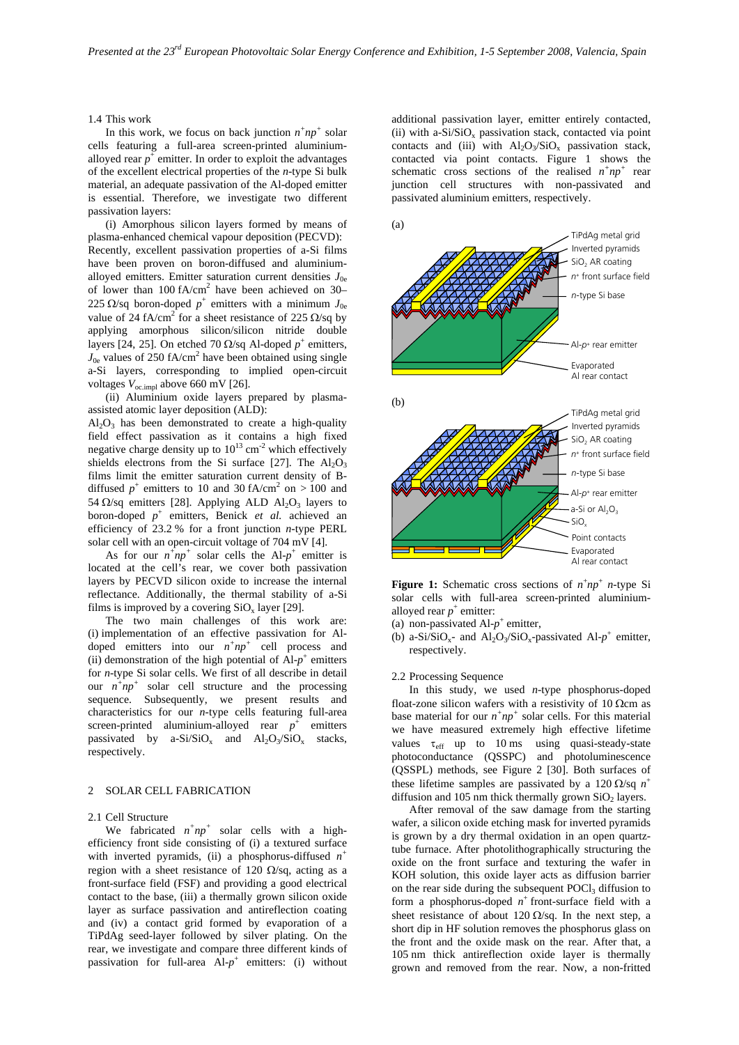### 1.4 This work

In this work, we focus on back junction $n^+np^+$ solar cells featuring a full-area screen-printed aluminium-alloyed rear $p^+$ emitter. In order to exploit the advantages of the excellent electrical properties of the *n*-type Si bulk material, an adequate passivation of the Al-doped emitter is essential. Therefore, we investigate two different passivation layers:

(i) Amorphous silicon layers formed by means of plasma-enhanced chemical vapour deposition (PECVD): Recently, excellent passivation properties of a-Si films have been proven on boron-diffused and aluminium-alloyed emitters. Emitter saturation current densities $J_{0e}$ of lower than 100 fA/cm$^2$ have been achieved on 30–225 Ω/sq boron-doped $p^+$ emitters with a minimum $J_{0e}$ value of 24 fA/cm$^2$ for a sheet resistance of 225 Ω/sq by applying amorphous silicon/silicon nitride double layers [24, 25]. On etched 70 Ω/sq Al-doped $p^+$ emitters, $J_{0e}$ values of 250 fA/cm$^2$ have been obtained using single a-Si layers, corresponding to implied open-circuit voltages $V_{oc.impl}$ above 660 mV [26].

(ii) Aluminium oxide layers prepared by plasma-assisted atomic layer deposition (ALD): $Al_2O_3$ has been demonstrated to create a high-quality field effect passivation as it contains a high fixed negative charge density up to $10^{13}$ cm$^{-2}$ which effectively shields electrons from the Si surface [27]. The $Al_2O_3$ films limit the emitter saturation current density of B-diffused $p^+$ emitters to 10 and 30 fA/cm$^2$ on > 100 and 54 Ω/sq emitters [28]. Applying ALD $Al_2O_3$ layers to boron-doped $p^+$ emitters, Benick *et al.* achieved an efficiency of 23.2 % for a front junction *n*-type PERL solar cell with an open-circuit voltage of 704 mV [4].

As for our $n^+np^+$ solar cells the Al-$p^+$ emitter is located at the cell's rear, we cover both passivation layers by PECVD silicon oxide to increase the internal reflectance. Additionally, the thermal stability of a-Si films is improved by a covering $SiO_x$ layer [29].

The two main challenges of this work are: (i) implementation of an effective passivation for Al-doped emitters into our $n^+np^+$ cell process and (ii) demonstration of the high potential of Al-$p^+$ emitters for *n*-type Si solar cells. We first of all describe in detail our $n^+np^+$ solar cell structure and the processing sequence. Subsequently, we present results and characteristics for our *n*-type cells featuring full-area screen-printed aluminium-alloyed $p^+$ emitters passivated by a-Si/$SiO_x$ and $Al_2O_3$/$SiO_x$ stacks, respectively.

## 2 SOLAR CELL FABRICATION

### 2.1 Cell Structure

We fabricated $n^+np^+$ solar cells with a high-efficiency front side consisting of (i) a textured surface with inverted pyramids, (ii) a phosphorus-diffused $n^+$ region with a sheet resistance of 120 Ω/sq, acting as a front-surface field (FSF) and providing a good electrical contact to the base, (iii) a thermally grown silicon oxide layer as surface passivation and antireflection coating and (iv) a contact grid formed by evaporation of a TiPdAg seed-layer followed by silver plating. On the rear, we investigate and compare three different kinds of passivation for full-area Al-$p^+$ emitters: (i) without additional passivation layer, emitter entirely contacted, (ii) with a-Si/$SiO_x$ passivation stack, contacted via point contacts and (iii) with $Al_2O_3$/$SiO_x$ passivation stack, contacted via point contacts. Figure 1 shows the schematic cross sections of the realised $n^+np^+$ rear junction cell structures with non-passivated and passivated aluminium emitters, respectively.

(a)

TiPdAg metal grid
Inverted pyramids
$SiO_2$ AR coating
$n^+$ front surface field
*n*-type Si base
Al-$p^+$ rear emitter
Evaporated Al rear contact

(b)

TiPdAg metal grid
Inverted pyramids
$SiO_2$ AR coating
$n^+$ front surface field
*n*-type Si base
Al-$p^+$ rear emitter
a-Si or $Al_2O_3$
$SiO_x$
Point contacts
Evaporated Al rear contact

**Figure 1:** Schematic cross sections of $n^+np^+$ *n*-type Si solar cells with full-area screen-printed aluminium-alloyed rear $p^+$ emitter:
(a) non-passivated Al-$p^+$ emitter,
(b) a-Si/$SiO_x$- and $Al_2O_3$/$SiO_x$-passivated Al-$p^+$ emitter, respectively.

### 2.2 Processing Sequence

In this study, we used *n*-type phosphorus-doped float-zone silicon wafers with a resistivity of 10 Ωcm as base material for our $n^+np^+$ solar cells. For this material we have measured extremely high effective lifetime values $\tau_{eff}$ up to 10 ms using quasi-steady-state photoconductance (QSSPC) and photoluminescence (QSSPL) methods, see Figure 2 [30]. Both surfaces of these lifetime samples are passivated by a 120 Ω/sq $n^+$ diffusion and 105 nm thick thermally grown $SiO_2$ layers.

After removal of the saw damage from the starting wafer, a silicon oxide etching mask for inverted pyramids is grown by a dry thermal oxidation in an open quartz-tube furnace. After photolithographically structuring the oxide on the front surface and texturing the wafer in KOH solution, this oxide layer acts as diffusion barrier on the rear side during the subsequent $POCl_3$ diffusion to form a phosphorus-doped $n^+$ front-surface field with a sheet resistance of about 120 Ω/sq. In the next step, a short dip in HF solution removes the phosphorus glass on the front and the oxide mask on the rear. After that, a 105 nm thick antireflection oxide layer is thermally grown and removed from the rear. Now, a non-fritted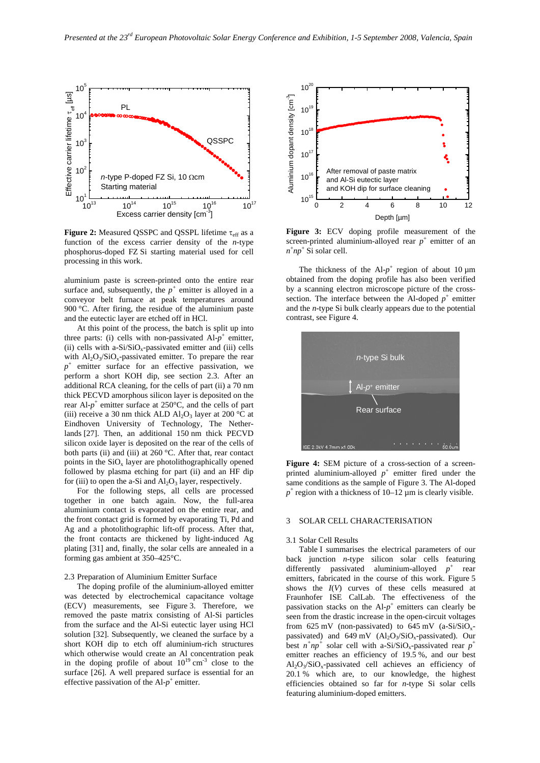10[5]

10[4]

10[3]

10[2]

10[1]

Effective carrier lifetime $\tau_{eff}$ [µs]

PL

QSSPC

*n*-type P-doped FZ Si, 10 Ωcm

Starting material

10[13] 10[14] 10[15] 10[16] 10[17]

Excess carrier density [cm$^{-3}$]

**Figure 2:** Measured QSSPC and QSSPL lifetime $\tau_{eff}$ as a function of the excess carrier density of the *n*-type phosphorus-doped FZ Si starting material used for cell processing in this work.

aluminium paste is screen-printed onto the entire rear surface and, subsequently, the $p^+$ emitter is alloyed in a conveyor belt furnace at peak temperatures around 900 °C. After firing, the residue of the aluminium paste and the eutectic layer are etched off in HCl.

At this point of the process, the batch is split up into three parts: (i) cells with non-passivated Al-$p^+$ emitter, (ii) cells with a-Si/$SiO_x$-passivated emitter and (iii) cells with $Al_2O_3$/$SiO_x$-passivated emitter. To prepare the rear $p^+$ emitter surface for an effective passivation, we perform a short KOH dip, see section 2.3. After an additional RCA cleaning, for the cells of part (ii) a 70 nm thick PECVD amorphous silicon layer is deposited on the rear Al-$p^+$ emitter surface at 250°C, and the cells of part (iii) receive a 30 nm thick ALD $Al_2O_3$ layer at 200 °C at Eindhoven University of Technology, The Netherlands [27]. Then, an additional 150 nm thick PECVD silicon oxide layer is deposited on the rear of the cells of both parts (ii) and (iii) at 260 °C. After that, rear contact points in the $SiO_x$ layer are photolithographically opened followed by plasma etching for part (ii) and an HF dip for (iii) to open the a-Si and $Al_2O_3$ layer, respectively.

For the following steps, all cells are processed together in one batch again. Now, the full-area aluminium contact is evaporated on the entire rear, and the front contact grid is formed by evaporating Ti, Pd and Ag and a photolithographic lift-off process. After that, the front contacts are thickened by light-induced Ag plating [31] and, finally, the solar cells are annealed in a forming gas ambient at 350–425°C.

### 2.3 Preparation of Aluminium Emitter Surface

The doping profile of the aluminium-alloyed emitter was detected by electrochemical capacitance voltage (ECV) measurements, see Figure 3. Therefore, we removed the paste matrix consisting of Al-Si particles from the surface and the Al-Si eutectic layer using HCl solution [32]. Subsequently, we cleaned the surface by a short KOH dip to etch off aluminium-rich structures which otherwise would create an Al concentration peak in the doping profile of about $10^{19}$ cm$^{-3}$ close to the surface [26]. A well prepared surface is essential for an effective passivation of the Al-$p^+$ emitter.

10[20]

10[19]

10[18]

10[17]

10[16]

10[15]

Aluminium dopant density [cm$^{-3}$]

After removal of paste matrix

and Al-Si eutectic layer

and KOH dip for surface cleaning

0 2 4 6 8 10 12

Depth [µm]

**Figure 3:** ECV doping profile measurement of the screen-printed aluminium-alloyed rear $p^+$ emitter of an $n^+np^+$ Si solar cell.

The thickness of the Al-$p^+$ region of about 10 µm obtained from the doping profile has also been verified by a scanning electron microscope picture of the cross-section. The interface between the Al-doped $p^+$ emitter and the *n*-type Si bulk clearly appears due to the potential contrast, see Figure 4.

*n*-type Si bulk

Al-$p^+$ emitter

Rear surface

ISE 2.0kV 4.7mm x1.00k

60.0um

**Figure 4:** SEM picture of a cross-section of a screen-printed aluminium-alloyed $p^+$ emitter fired under the same conditions as the sample of Figure 3. The Al-doped $p^+$ region with a thickness of 10–12 µm is clearly visible.

## 3 SOLAR CELL CHARACTERISATION

### 3.1 Solar Cell Results

Table I summarises the electrical parameters of our back junction *n*-type silicon solar cells featuring differently passivated aluminium-alloyed $p^+$ rear emitters, fabricated in the course of this work. Figure 5 shows the $I(V)$ curves of these cells measured at Fraunhofer ISE CalLab. The effectiveness of the passivation stacks on the Al-$p^+$ emitters can clearly be seen from the drastic increase in the open-circuit voltages from 625 mV (non-passivated) to 645 mV (a-Si/$SiO_x$-passivated) and 649 mV ($Al_2O_3$/$SiO_x$-passivated). Our best $n^+np^+$ solar cell with a-Si/$SiO_x$-passivated rear $p^+$ emitter reaches an efficiency of 19.5 %, and our best $Al_2O_3$/$SiO_x$-passivated cell achieves an efficiency of 20.1 % which are, to our knowledge, the highest efficiencies obtained so far for *n*-type Si solar cells featuring aluminium-doped emitters.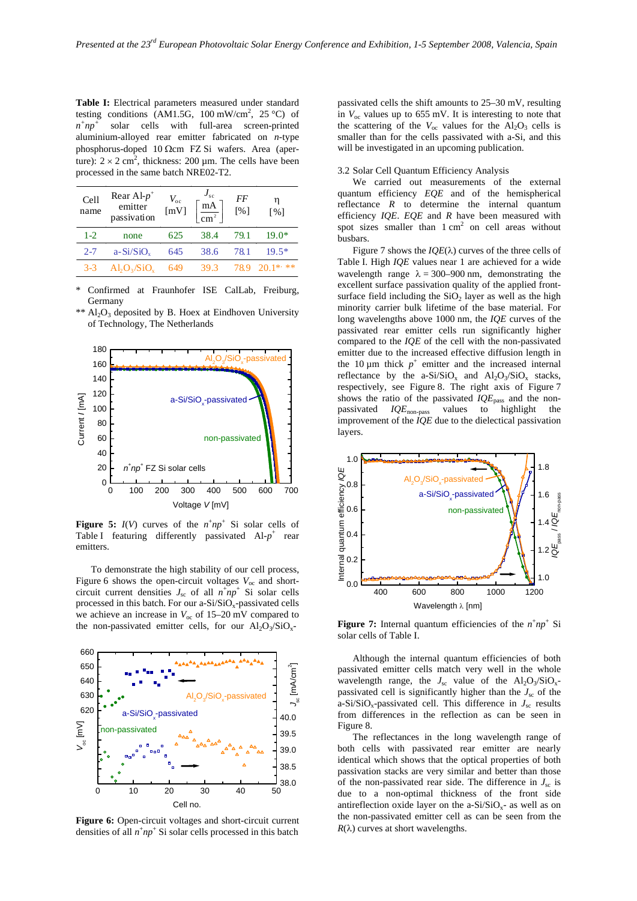**Table I:** Electrical parameters measured under standard testing conditions (AM1.5G, 100 mW/cm$^2$, 25 °C) of $n^+np^+$ solar cells with full-area screen-printed aluminium-alloyed rear emitter fabricated on $n$-type phosphorus-doped 10 Ωcm FZ Si wafers. Area (aperture): 2 × 2 cm$^2$, thickness: 200 µm. The cells have been processed in the same batch NRE02-T2.

| Cell name | Rear Al-$p^+$ emitter passivation | $V_{oc}$ [mV] | $J_{sc}$ $\left[\frac{mA}{cm^2}\right]$ | $FF$ [%] | η [%] |
|---|---|---|---|---|---|
| 1-2 | none | 625 | 38.4 | 79.1 | 19.0* |
| 2-7 | a-Si/$SiO_x$ | 645 | 38.6 | 78.1 | 19.5* |
| 3-3 | $Al_2O_3$/$SiO_x$ | 649 | 39.3 | 78.9 | 20.1*, ** |

\* Confirmed at Fraunhofer ISE CalLab, Freiburg, Germany

\*\* $Al_2O_3$ deposited by B. Hoex at Eindhoven University of Technology, The Netherlands

Al2O3/SiOx-passivated
a-Si/SiOx-passivated
non-passivated
n+np+ FZ Si solar cells
Current I [mA]
Voltage V [mV]

**Figure 5:** $I(V)$ curves of the $n^+np^+$ Si solar cells of Table I featuring differently passivated Al-$p^+$ rear emitters.

To demonstrate the high stability of our cell process, Figure 6 shows the open-circuit voltages $V_{oc}$ and short-circuit current densities $J_{sc}$ of all $n^+np^+$ Si solar cells processed in this batch. For our a-Si/$SiO_x$-passivated cells we achieve an increase in $V_{oc}$ of 15–20 mV compared to the non-passivated emitter cells, for our $Al_2O_3$/$SiO_x$-passivated cells the shift amounts to 25–30 mV, resulting in $V_{oc}$ values up to 655 mV. It is interesting to note that the scattering of the $V_{oc}$ values for the $Al_2O_3$ cells is smaller than for the cells passivated with a-Si, and this will be investigated in an upcoming publication.

Al2O3/SiOx-passivated
a-Si/SiOx-passivated
non-passivated
Voc [mV]
Jsc [mA/cm2]
Cell no.

**Figure 6:** Open-circuit voltages and short-circuit current densities of all $n^+np^+$ Si solar cells processed in this batch

3.2 Solar Cell Quantum Efficiency Analysis

We carried out measurements of the external quantum efficiency $EQE$ and of the hemispherical reflectance $R$ to determine the internal quantum efficiency $IQE$. $EQE$ and $R$ have been measured with spot sizes smaller than 1 cm$^2$ on cell areas without busbars.

Figure 7 shows the $IQE(\lambda)$ curves of the three cells of Table I. High $IQE$ values near 1 are achieved for a wide wavelength range $\lambda$ = 300–900 nm, demonstrating the excellent surface passivation quality of the applied front-surface field including the $SiO_2$ layer as well as the high minority carrier bulk lifetime of the base material. For long wavelengths above 1000 nm, the $IQE$ curves of the passivated rear emitter cells run significantly higher compared to the $IQE$ of the cell with the non-passivated emitter due to the increased effective diffusion length in the 10 µm thick $p^+$ emitter and the increased internal reflectance by the a-Si/$SiO_x$ and $Al_2O_3$/$SiO_x$ stacks, respectively, see Figure 8. The right axis of Figure 7 shows the ratio of the passivated $IQE_{pass}$ and the non-passivated $IQE_{non\text{-}pass}$ values to highlight the improvement of the $IQE$ due to the dielectrical passivation layers.

Al2O3/SiOx-passivated
a-Si/SiOx-passivated
non-passivated
Internal quantum efficiency IQE
IQEpass / IQEnon-pass
Wavelength λ [nm]

**Figure 7:** Internal quantum efficiencies of the $n^+np^+$ Si solar cells of Table I.

Although the internal quantum efficiencies of both passivated emitter cells match very well in the whole wavelength range, the $J_{sc}$ value of the $Al_2O_3$/$SiO_x$-passivated cell is significantly higher than the $J_{sc}$ of the a-Si/$SiO_x$-passivated cell. This difference in $J_{sc}$ results from differences in the reflection as can be seen in Figure 8.

The reflectances in the long wavelength range of both cells with passivated rear emitter are nearly identical which shows that the optical properties of both passivation stacks are very similar and better than those of the non-passivated rear side. The difference in $J_{sc}$ is due to a non-optimal thickness of the front side antireflection oxide layer on the a-Si/$SiO_x$- as well as on the non-passivated emitter cell as can be seen from the $R(\lambda)$ curves at short wavelengths.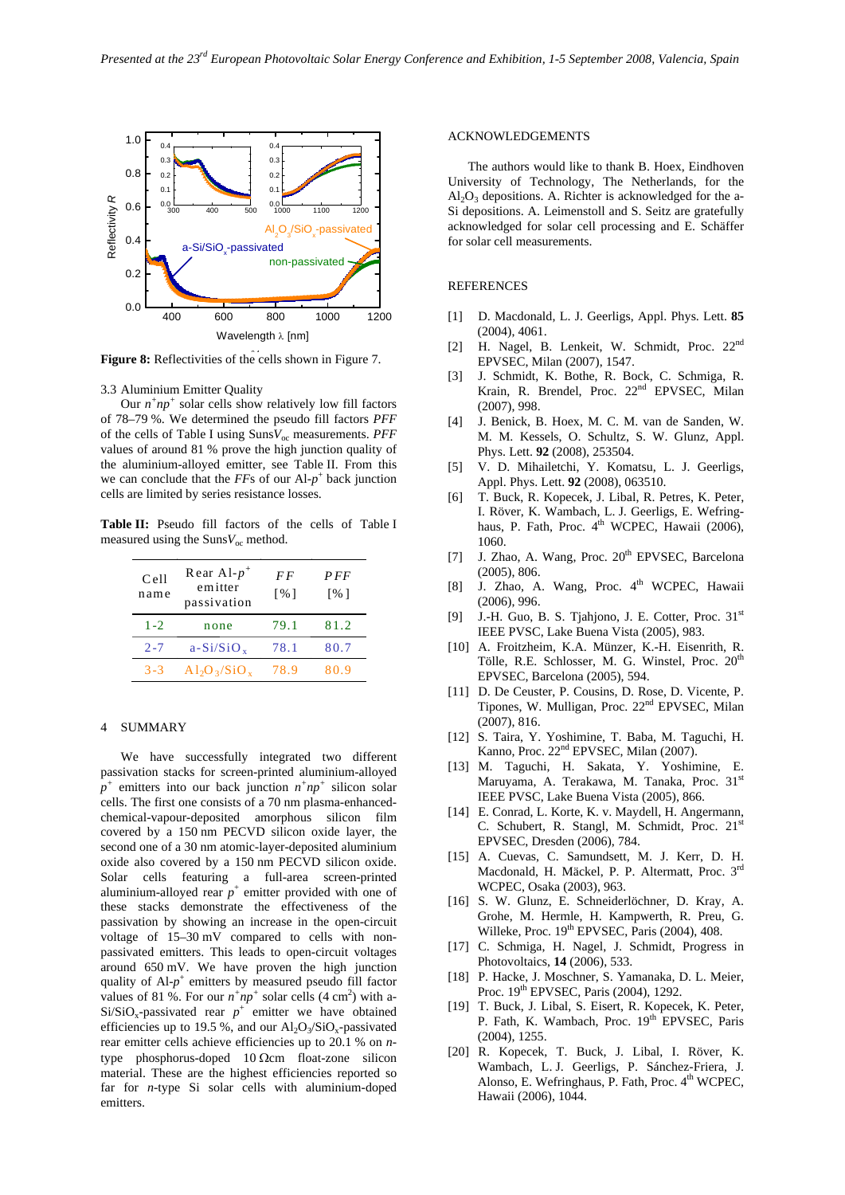1.0
0.8
0.6
0.4
0.2
0.0
Reflectivity $R$
400
600
800
1000
1200
Wavelength $\lambda$ [nm]
0.4
0.3
0.2
0.1
0.0
300
400
500
0.4
0.3
0.2
0.1
0.0
1000
1100
1200
$Al_2O_3/SiO_x$-passivated
a-Si/$SiO_x$-passivated
non-passivated

**Figure 8:** Reflectivities of the cells shown in Figure 7.

### 3.3 Aluminium Emitter Quality

Our $n^+np^+$ solar cells show relatively low fill factors of 78–79 %. We determined the pseudo fill factors *PFF* of the cells of Table I using Suns$V_{oc}$ measurements. *PFF* values of around 81 % prove the high junction quality of the aluminium-alloyed emitter, see Table II. From this we can conclude that the *FF*s of our Al-$p^+$ back junction cells are limited by series resistance losses.

**Table II:** Pseudo fill factors of the cells of Table I measured using the Suns$V_{oc}$ method.

| Cell name | Rear Al-$p^+$ emitter passivation | *FF* [%] | *PFF* [%] |
|---|---|---|---|
| 1-2 | none | 79.1 | 81.2 |
| 2-7 | a-Si/$SiO_x$ | 78.1 | 80.7 |
| 3-3 | $Al_2O_3/SiO_x$ | 78.9 | 80.9 |

## 4 SUMMARY

We have successfully integrated two different passivation stacks for screen-printed aluminium-alloyed $p^+$ emitters into our back junction $n^+np^+$ silicon solar cells. The first one consists of a 70 nm plasma-enhanced-chemical-vapour-deposited amorphous silicon film covered by a 150 nm PECVD silicon oxide layer, the second one of a 30 nm atomic-layer-deposited aluminium oxide also covered by a 150 nm PECVD silicon oxide. Solar cells featuring a full-area screen-printed aluminium-alloyed rear $p^+$ emitter provided with one of these stacks demonstrate the effectiveness of the passivation by showing an increase in the open-circuit voltage of 15–30 mV compared to cells with non-passivated emitters. This leads to open-circuit voltages around 650 mV. We have proven the high junction quality of Al-$p^+$ emitters by measured pseudo fill factor values of 81 %. For our $n^+np^+$ solar cells (4 $cm^2$) with a-Si/$SiO_x$-passivated rear $p^+$ emitter we have obtained efficiencies up to 19.5 %, and our $Al_2O_3/SiO_x$-passivated rear emitter cells achieve efficiencies up to 20.1 % on *n*-type phosphorus-doped 10 Ωcm float-zone silicon material. These are the highest efficiencies reported so far for *n*-type Si solar cells with aluminium-doped emitters.

## ACKNOWLEDGEMENTS

The authors would like to thank B. Hoex, Eindhoven University of Technology, The Netherlands, for the $Al_2O_3$ depositions. A. Richter is acknowledged for the a-Si depositions. A. Leimenstoll and S. Seitz are gratefully acknowledged for solar cell processing and E. Schäffer for solar cell measurements.

## REFERENCES

[1] D. Macdonald, L. J. Geerligs, Appl. Phys. Lett. **85** (2004), 4061.

[2] H. Nagel, B. Lenkeit, W. Schmidt, Proc. 22nd EPVSEC, Milan (2007), 1547.

[3] J. Schmidt, K. Bothe, R. Bock, C. Schmiga, R. Krain, R. Brendel, Proc. 22nd EPVSEC, Milan (2007), 998.

[4] J. Benick, B. Hoex, M. C. M. van de Sanden, W. M. M. Kessels, O. Schultz, S. W. Glunz, Appl. Phys. Lett. **92** (2008), 253504.

[5] V. D. Mihailetchi, Y. Komatsu, L. J. Geerligs, Appl. Phys. Lett. **92** (2008), 063510.

[6] T. Buck, R. Kopecek, J. Libal, R. Petres, K. Peter, I. Röver, K. Wambach, L. J. Geerligs, E. Wefringhaus, P. Fath, Proc. 4th WCPEC, Hawaii (2006), 1060.

[7] J. Zhao, A. Wang, Proc. 20th EPVSEC, Barcelona (2005), 806.

[8] J. Zhao, A. Wang, Proc. 4th WCPEC, Hawaii (2006), 996.

[9] J.-H. Guo, B. S. Tjahjono, J. E. Cotter, Proc. 31st IEEE PVSC, Lake Buena Vista (2005), 983.

[10] A. Froitzheim, K.A. Münzer, K.-H. Eisenrith, R. Tölle, R.E. Schlosser, M. G. Winstel, Proc. 20th EPVSEC, Barcelona (2005), 594.

[11] D. De Ceuster, P. Cousins, D. Rose, D. Vicente, P. Tipones, W. Mulligan, Proc. 22nd EPVSEC, Milan (2007), 816.

[12] S. Taira, Y. Yoshimine, T. Baba, M. Taguchi, H. Kanno, Proc. 22nd EPVSEC, Milan (2007).

[13] M. Taguchi, H. Sakata, Y. Yoshimine, E. Maruyama, A. Terakawa, M. Tanaka, Proc. 31st IEEE PVSC, Lake Buena Vista (2005), 866.

[14] E. Conrad, L. Korte, K. v. Maydell, H. Angermann, C. Schubert, R. Stangl, M. Schmidt, Proc. 21st EPVSEC, Dresden (2006), 784.

[15] A. Cuevas, C. Samundsett, M. J. Kerr, D. H. Macdonald, H. Mäckel, P. P. Altermatt, Proc. 3rd WCPEC, Osaka (2003), 963.

[16] S. W. Glunz, E. Schneiderlöchner, D. Kray, A. Grohe, M. Hermle, H. Kampwerth, R. Preu, G. Willeke, Proc. 19th EPVSEC, Paris (2004), 408.

[17] C. Schmiga, H. Nagel, J. Schmidt, Progress in Photovoltaics, **14** (2006), 533.

[18] P. Hacke, J. Moschner, S. Yamanaka, D. L. Meier, Proc. 19th EPVSEC, Paris (2004), 1292.

[19] T. Buck, J. Libal, S. Eisert, R. Kopecek, K. Peter, P. Fath, K. Wambach, Proc. 19th EPVSEC, Paris (2004), 1255.

[20] R. Kopecek, T. Buck, J. Libal, I. Röver, K. Wambach, L. J. Geerligs, P. Sánchez-Friera, J. Alonso, E. Wefringhaus, P. Fath, Proc. 4th WCPEC, Hawaii (2006), 1044.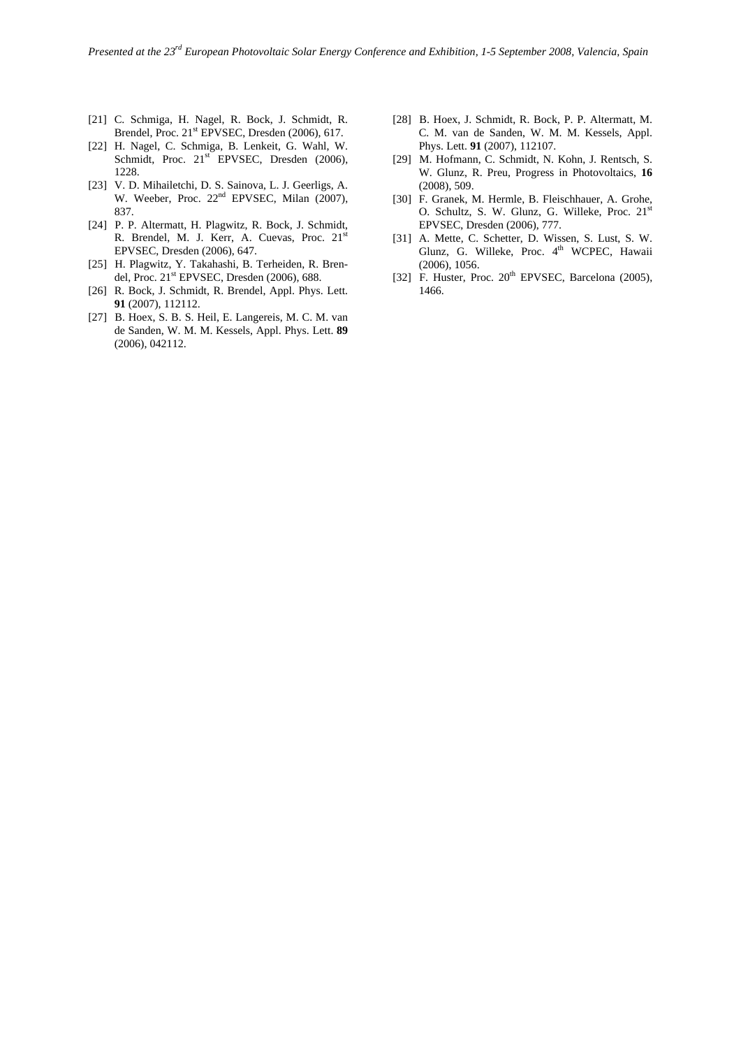[21] C. Schmiga, H. Nagel, R. Bock, J. Schmidt, R. Brendel, Proc. 21st EPVSEC, Dresden (2006), 617.

[22] H. Nagel, C. Schmiga, B. Lenkeit, G. Wahl, W. Schmidt, Proc. 21st EPVSEC, Dresden (2006), 1228.

[23] V. D. Mihailetchi, D. S. Sainova, L. J. Geerligs, A. W. Weeber, Proc. 22nd EPVSEC, Milan (2007), 837.

[24] P. P. Altermatt, H. Plagwitz, R. Bock, J. Schmidt, R. Brendel, M. J. Kerr, A. Cuevas, Proc. 21st EPVSEC, Dresden (2006), 647.

[25] H. Plagwitz, Y. Takahashi, B. Terheiden, R. Brendel, Proc. 21st EPVSEC, Dresden (2006), 688.

[26] R. Bock, J. Schmidt, R. Brendel, Appl. Phys. Lett. **91** (2007), 112112.

[27] B. Hoex, S. B. S. Heil, E. Langereis, M. C. M. van de Sanden, W. M. M. Kessels, Appl. Phys. Lett. **89** (2006), 042112.

[28] B. Hoex, J. Schmidt, R. Bock, P. P. Altermatt, M. C. M. van de Sanden, W. M. M. Kessels, Appl. Phys. Lett. **91** (2007), 112107.

[29] M. Hofmann, C. Schmidt, N. Kohn, J. Rentsch, S. W. Glunz, R. Preu, Progress in Photovoltaics, **16** (2008), 509.

[30] F. Granek, M. Hermle, B. Fleischhauer, A. Grohe, O. Schultz, S. W. Glunz, G. Willeke, Proc. 21st EPVSEC, Dresden (2006), 777.

[31] A. Mette, C. Schetter, D. Wissen, S. Lust, S. W. Glunz, G. Willeke, Proc. 4th WCPEC, Hawaii (2006), 1056.

[32] F. Huster, Proc. 20th EPVSEC, Barcelona (2005), 1466.